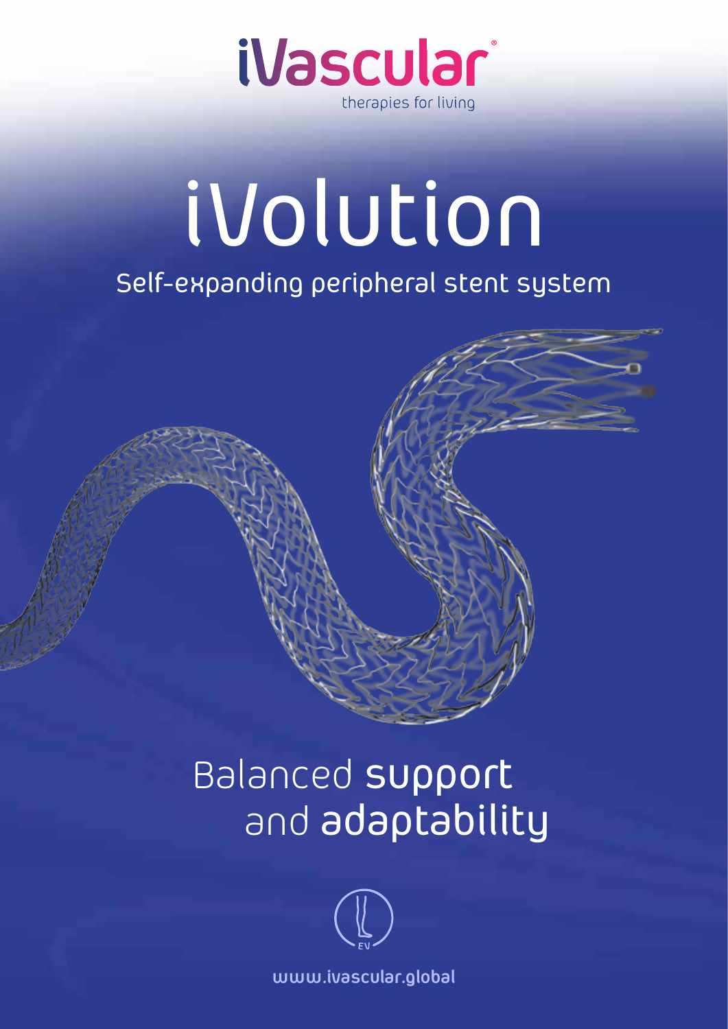iVascular

therapies for living

# iVolution

## Self-expanding peripheral stent system

Balanced **support** and **adaptability**

EV

www.ivascular.global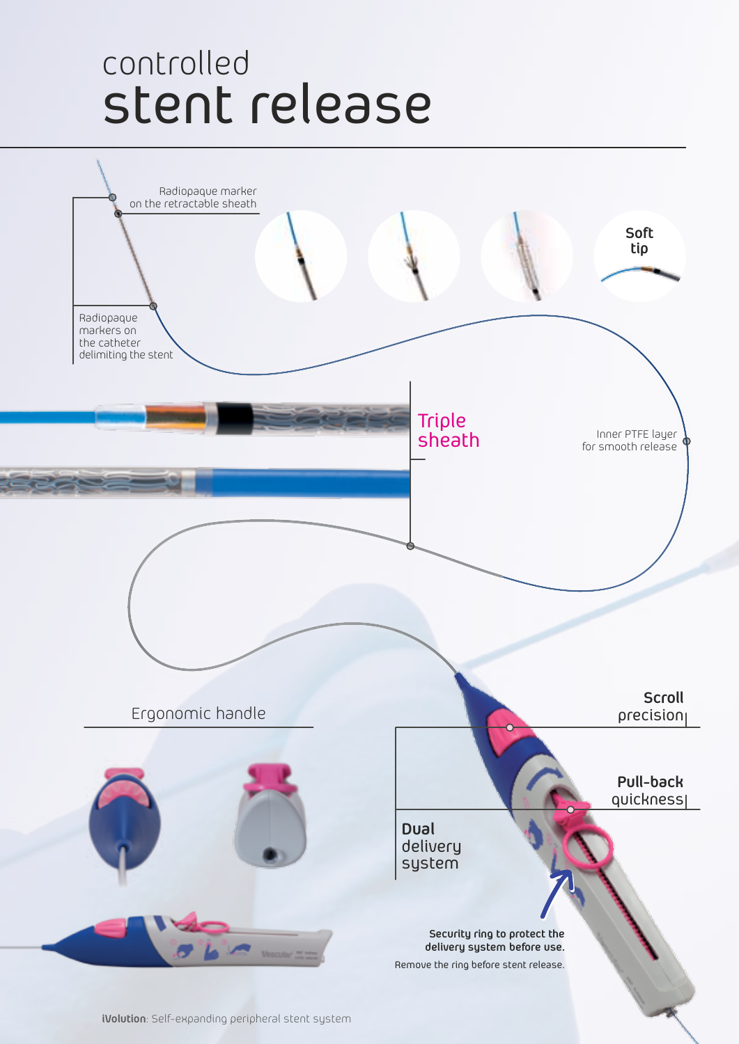# controlled stent release

Radiopaque marker on the retractable sheath

Radiopaque markers on the catheter delimiting the stent

**Soft tip**

Triple sheath

Inner PTFE layer for smooth release

Ergonomic handle

**Scroll** precision

**Pull-back** quickness

**Dual** delivery system

**Security ring to protect the delivery system before use.**

Remove the ring before stent release.

**iVolution**: Self-expanding peripheral stent system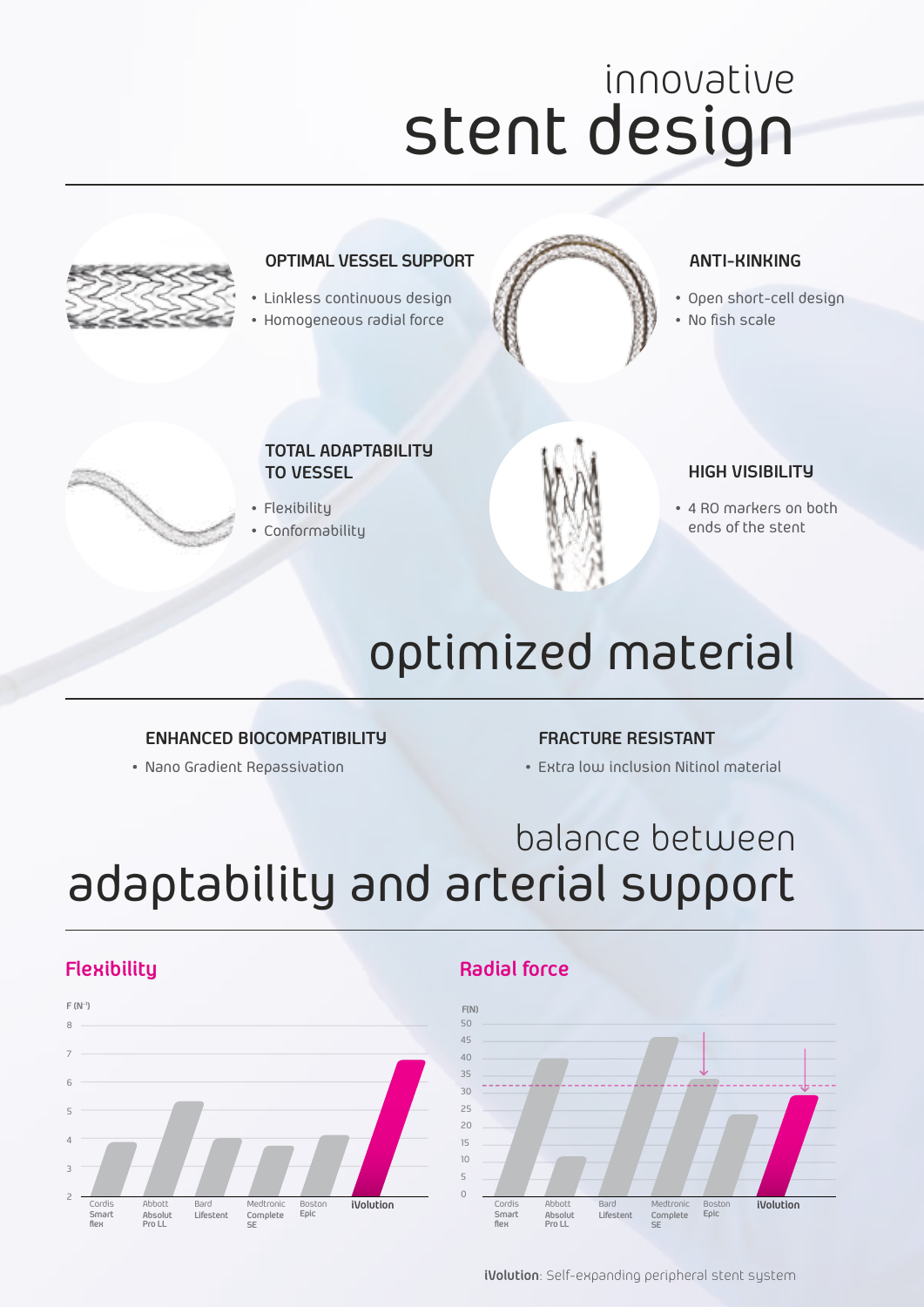# innovative stent design

### OPTIMAL VESSEL SUPPORT

- Linkless continuous design
- Homogeneous radial force

### ANTI-KINKING

- Open short-cell design
- No fish scale

### TOTAL ADAPTABILITY TO VESSEL

- Flexibility
- Conformability

### HIGH VISIBILITY

- 4 RO markers on both ends of the stent

# optimized material

### ENHANCED BIOCOMPATIBILITY

- Nano Gradient Repassivation

### FRACTURE RESISTANT

- Extra low inclusion Nitinol material

# balance between adaptability and arterial support

## Flexibility

F (N⁻¹)

8, 7, 6, 5, 4, 3, 2

Cordis Smart flex · Abbott Absolut Pro LL · Bard Lifestent · Medtronic Complete SE · Boston Epic · **iVolution**

## Radial force

F(N)

50, 45, 40, 35, 30, 25, 20, 15, 10, 5, 0

Cordis Smart flex · Abbott Absolut Pro LL · Bard Lifestent · Medtronic Complete SE · Boston Epic · **iVolution**

**iVolution**: Self-expanding peripheral stent system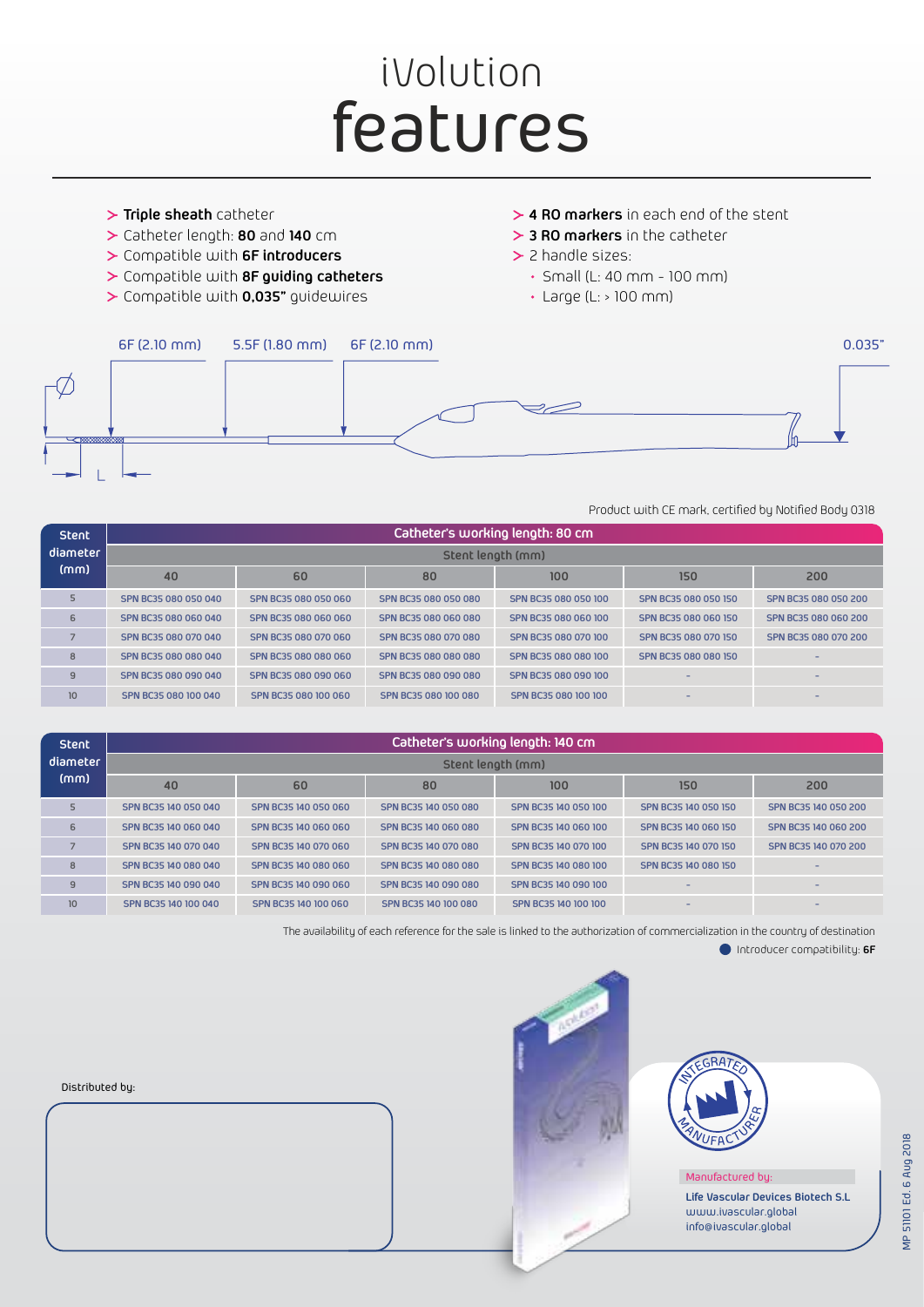# iVolution
# features

- **Triple sheath** catheter
- Catheter length: **80** and **140** cm
- Compatible with **6F introducers**
- Compatible with **8F guiding catheters**
- Compatible with **0,035"** guidewires
- **4 RO markers** in each end of the stent
- **3 RO markers** in the catheter
- 2 handle sizes:
  - Small (L: 40 mm - 100 mm)
  - Large (L: > 100 mm)

6F (2.10 mm)
5.5F (1.80 mm)
6F (2.10 mm)
0.035"
Ø
L

Product with CE mark, certified by Notified Body 0318

| Stent diameter (mm) | Catheter's working length: 80 cm | | | | | |
|---|---|---|---|---|---|---|
| | Stent length (mm) | | | | | |
| | 40 | 60 | 80 | 100 | 150 | 200 |
| 5 | SPN BC35 080 050 040 | SPN BC35 080 050 060 | SPN BC35 080 050 080 | SPN BC35 080 050 100 | SPN BC35 080 050 150 | SPN BC35 080 050 200 |
| 6 | SPN BC35 080 060 040 | SPN BC35 080 060 060 | SPN BC35 080 060 080 | SPN BC35 080 060 100 | SPN BC35 080 060 150 | SPN BC35 080 060 200 |
| 7 | SPN BC35 080 070 040 | SPN BC35 080 070 060 | SPN BC35 080 070 080 | SPN BC35 080 070 100 | SPN BC35 080 070 150 | SPN BC35 080 070 200 |
| 8 | SPN BC35 080 080 040 | SPN BC35 080 080 060 | SPN BC35 080 080 080 | SPN BC35 080 080 100 | SPN BC35 080 080 150 | - |
| 9 | SPN BC35 080 090 040 | SPN BC35 080 090 060 | SPN BC35 080 090 080 | SPN BC35 080 090 100 | - | - |
| 10 | SPN BC35 080 100 040 | SPN BC35 080 100 060 | SPN BC35 080 100 080 | SPN BC35 080 100 100 | - | - |

| Stent diameter (mm) | Catheter's working length: 140 cm | | | | | |
|---|---|---|---|---|---|---|
| | Stent length (mm) | | | | | |
| | 40 | 60 | 80 | 100 | 150 | 200 |
| 5 | SPN BC35 140 050 040 | SPN BC35 140 050 060 | SPN BC35 140 050 080 | SPN BC35 140 050 100 | SPN BC35 140 050 150 | SPN BC35 140 050 200 |
| 6 | SPN BC35 140 060 040 | SPN BC35 140 060 060 | SPN BC35 140 060 080 | SPN BC35 140 060 100 | SPN BC35 140 060 150 | SPN BC35 140 060 200 |
| 7 | SPN BC35 140 070 040 | SPN BC35 140 070 060 | SPN BC35 140 070 080 | SPN BC35 140 070 100 | SPN BC35 140 070 150 | SPN BC35 140 070 200 |
| 8 | SPN BC35 140 080 040 | SPN BC35 140 080 060 | SPN BC35 140 080 080 | SPN BC35 140 080 100 | SPN BC35 140 080 150 | - |
| 9 | SPN BC35 140 090 040 | SPN BC35 140 090 060 | SPN BC35 140 090 080 | SPN BC35 140 090 100 | - | - |
| 10 | SPN BC35 140 100 040 | SPN BC35 140 100 060 | SPN BC35 140 100 080 | SPN BC35 140 100 100 | - | - |

The availability of each reference for the sale is linked to the authorization of commercialization in the country of destination

Introducer compatibility: **6F**

Distributed by:

INTEGRATED MANUFACTURER

Manufactured by:

**Life Vascular Devices Biotech S.L**
www.ivascular.global
info@ivascular.global

MP 51101 Ed. 6 Aug 2018